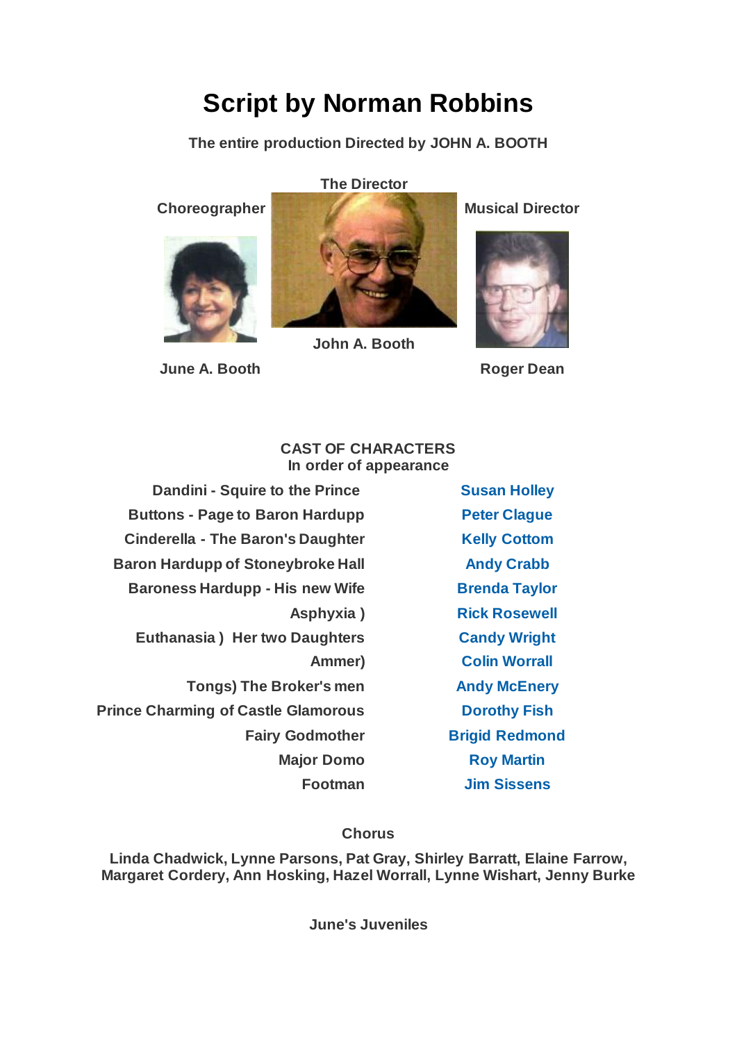# Script by Norman Robbins

**The entire production Directed by JOHN A. BOOTH**

**The Director**

**Choreographer**

**Musical Director**

**John A. Booth**

**June A. Booth**

**Roger Dean**

**CAST OF CHARACTERS**
**In order of appearance**

| | |
|---|---|
| Dandini - Squire to the Prince | Susan Holley |
| Buttons - Page to Baron Hardupp | Peter Clague |
| Cinderella - The Baron's Daughter | Kelly Cottom |
| Baron Hardupp of Stoneybroke Hall | Andy Crabb |
| Baroness Hardupp - His new Wife | Brenda Taylor |
| Asphyxia ) | Rick Rosewell |
| Euthanasia ) Her two Daughters | Candy Wright |
| Ammer) | Colin Worrall |
| Tongs) The Broker's men | Andy McEnery |
| Prince Charming of Castle Glamorous | Dorothy Fish |
| Fairy Godmother | Brigid Redmond |
| Major Domo | Roy Martin |
| Footman | Jim Sissens |

**Chorus**

**Linda Chadwick, Lynne Parsons, Pat Gray, Shirley Barratt, Elaine Farrow, Margaret Cordery, Ann Hosking, Hazel Worrall, Lynne Wishart, Jenny Burke**

**June's Juveniles**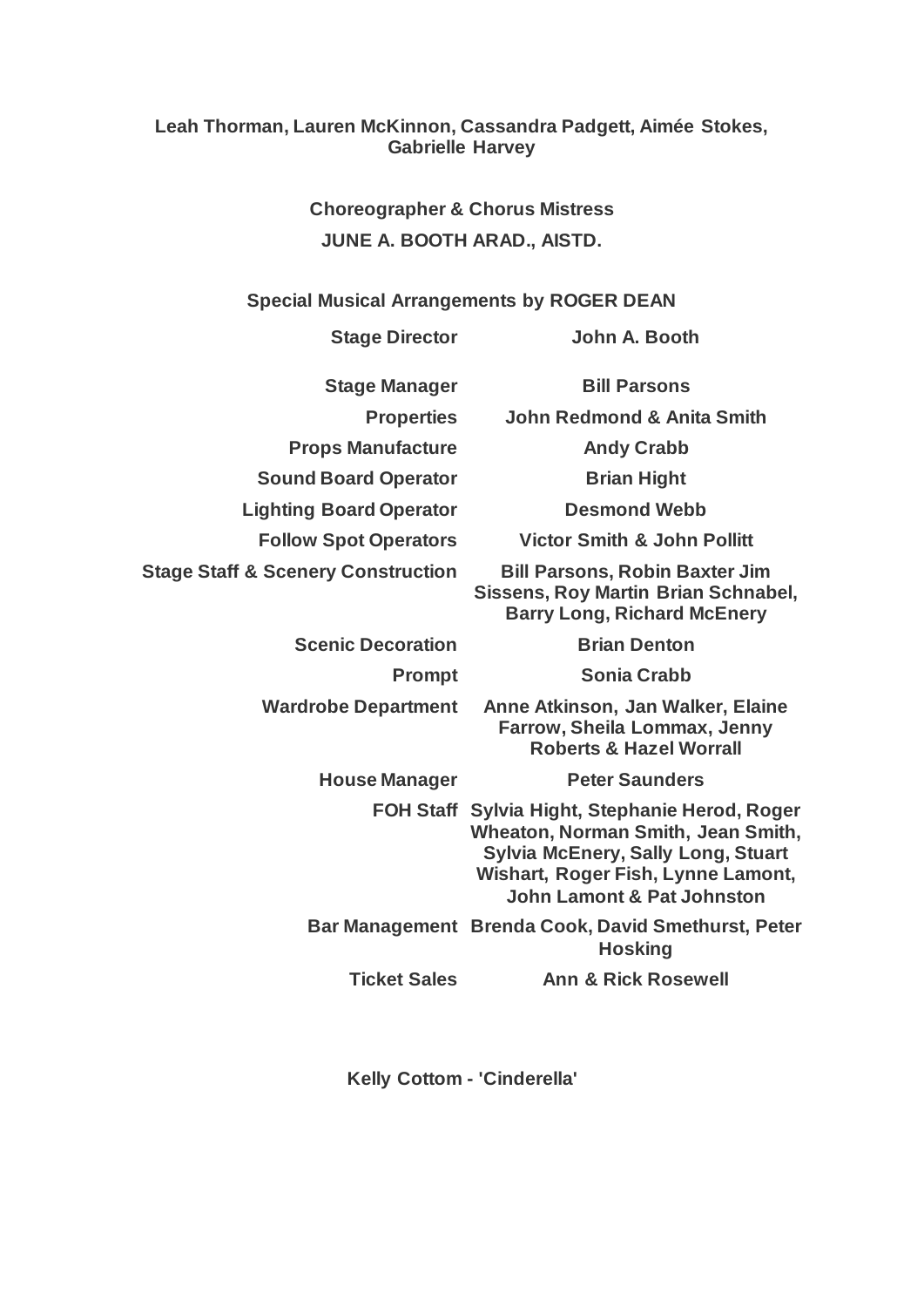**Leah Thorman, Lauren McKinnon, Cassandra Padgett, Aimée Stokes, Gabrielle Harvey**

**Choreographer & Chorus Mistress**

**JUNE A. BOOTH ARAD., AISTD.**

**Special Musical Arrangements by ROGER DEAN**

| | |
|---|---|
| **Stage Director** | **John A. Booth** |
| **Stage Manager** | **Bill Parsons** |
| **Properties** | **John Redmond & Anita Smith** |
| **Props Manufacture** | **Andy Crabb** |
| **Sound Board Operator** | **Brian Hight** |
| **Lighting Board Operator** | **Desmond Webb** |
| **Follow Spot Operators** | **Victor Smith & John Pollitt** |
| **Stage Staff & Scenery Construction** | **Bill Parsons, Robin Baxter Jim Sissens, Roy Martin Brian Schnabel, Barry Long, Richard McEnery** |
| **Scenic Decoration** | **Brian Denton** |
| **Prompt** | **Sonia Crabb** |
| **Wardrobe Department** | **Anne Atkinson, Jan Walker, Elaine Farrow, Sheila Lommax, Jenny Roberts & Hazel Worrall** |
| **House Manager** | **Peter Saunders** |
| **FOH Staff** | **Sylvia Hight, Stephanie Herod, Roger Wheaton, Norman Smith, Jean Smith, Sylvia McEnery, Sally Long, Stuart Wishart, Roger Fish, Lynne Lamont, John Lamont & Pat Johnston** |
| **Bar Management** | **Brenda Cook, David Smethurst, Peter Hosking** |
| **Ticket Sales** | **Ann & Rick Rosewell** |

**Kelly Cottom - 'Cinderella'**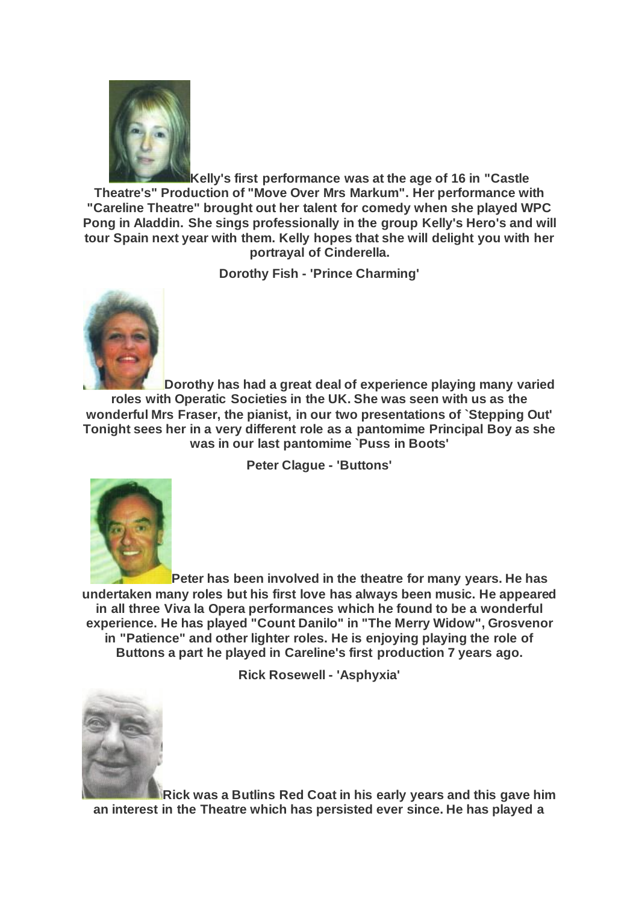**Kelly's first performance was at the age of 16 in "Castle Theatre's" Production of "Move Over Mrs Markum". Her performance with "Careline Theatre" brought out her talent for comedy when she played WPC Pong in Aladdin. She sings professionally in the group Kelly's Hero's and will tour Spain next year with them. Kelly hopes that she will delight you with her portrayal of Cinderella.**

**Dorothy Fish - 'Prince Charming'**

**Dorothy has had a great deal of experience playing many varied roles with Operatic Societies in the UK. She was seen with us as the wonderful Mrs Fraser, the pianist, in our two presentations of `Stepping Out' Tonight sees her in a very different role as a pantomime Principal Boy as she was in our last pantomime `Puss in Boots'**

**Peter Clague - 'Buttons'**

**Peter has been involved in the theatre for many years. He has undertaken many roles but his first love has always been music. He appeared in all three Viva la Opera performances which he found to be a wonderful experience. He has played "Count Danilo" in "The Merry Widow", Grosvenor in "Patience" and other lighter roles. He is enjoying playing the role of Buttons a part he played in Careline's first production 7 years ago.**

**Rick Rosewell - 'Asphyxia'**

**Rick was a Butlins Red Coat in his early years and this gave him an interest in the Theatre which has persisted ever since. He has played a**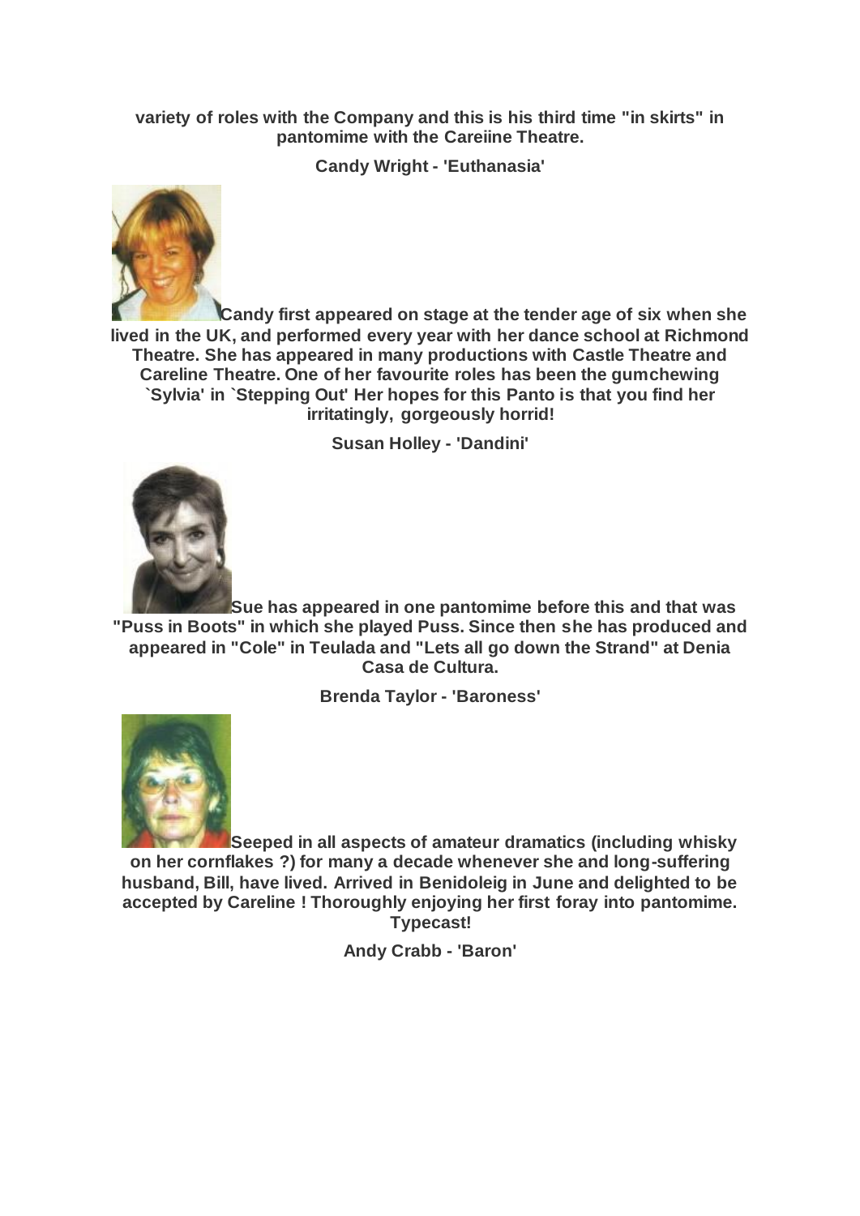**variety of roles with the Company and this is his third time "in skirts" in pantomime with the Careiine Theatre.**

**Candy Wright - 'Euthanasia'**

**Candy first appeared on stage at the tender age of six when she lived in the UK, and performed every year with her dance school at Richmond Theatre. She has appeared in many productions with Castle Theatre and Careline Theatre. One of her favourite roles has been the gumchewing `Sylvia' in `Stepping Out' Her hopes for this Panto is that you find her irritatingly, gorgeously horrid!**

**Susan Holley - 'Dandini'**

**Sue has appeared in one pantomime before this and that was "Puss in Boots" in which she played Puss. Since then she has produced and appeared in "Cole" in Teulada and "Lets all go down the Strand" at Denia Casa de Cultura.**

**Brenda Taylor - 'Baroness'**

**Seeped in all aspects of amateur dramatics (including whisky on her cornflakes ?) for many a decade whenever she and long-suffering husband, Bill, have lived. Arrived in Benidoleig in June and delighted to be accepted by Careline ! Thoroughly enjoying her first foray into pantomime. Typecast!**

**Andy Crabb - 'Baron'**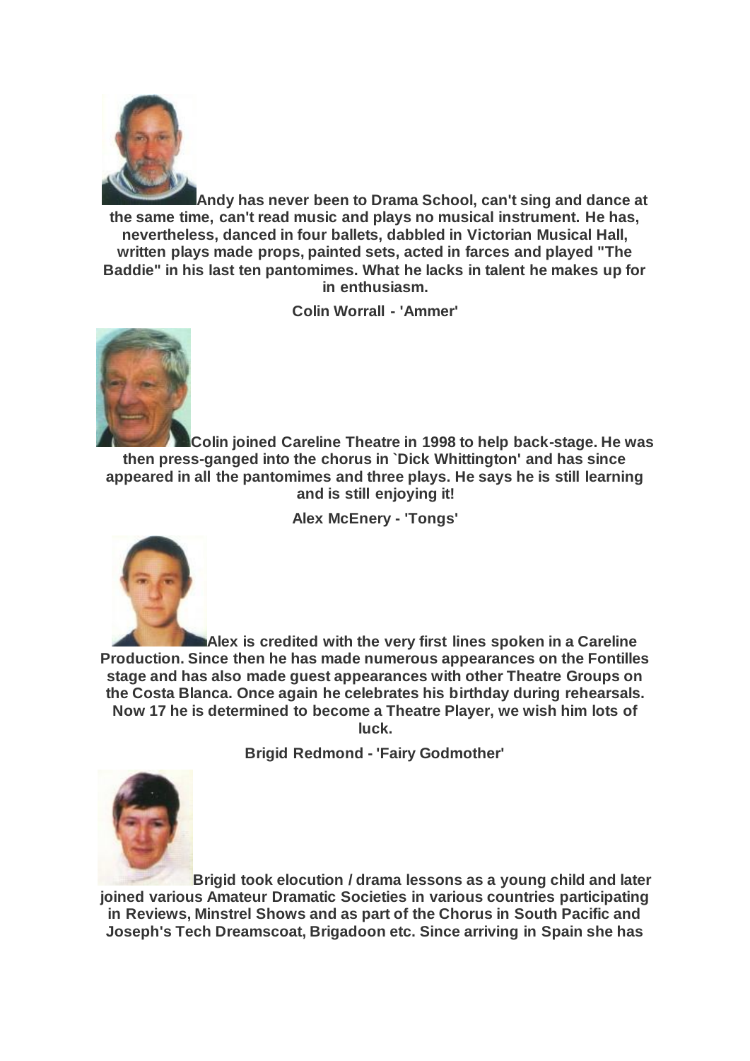**Andy has never been to Drama School, can't sing and dance at the same time, can't read music and plays no musical instrument. He has, nevertheless, danced in four ballets, dabbled in Victorian Musical Hall, written plays made props, painted sets, acted in farces and played "The Baddie" in his last ten pantomimes. What he lacks in talent he makes up for in enthusiasm.**

**Colin Worrall - 'Ammer'**

**Colin joined Careline Theatre in 1998 to help back-stage. He was then press-ganged into the chorus in `Dick Whittington' and has since appeared in all the pantomimes and three plays. He says he is still learning and is still enjoying it!**

**Alex McEnery - 'Tongs'**

**Alex is credited with the very first lines spoken in a Careline Production. Since then he has made numerous appearances on the Fontilles stage and has also made guest appearances with other Theatre Groups on the Costa Blanca. Once again he celebrates his birthday during rehearsals. Now 17 he is determined to become a Theatre Player, we wish him lots of luck.**

**Brigid Redmond - 'Fairy Godmother'**

**Brigid took elocution / drama lessons as a young child and later joined various Amateur Dramatic Societies in various countries participating in Reviews, Minstrel Shows and as part of the Chorus in South Pacific and Joseph's Tech Dreamscoat, Brigadoon etc. Since arriving in Spain she has**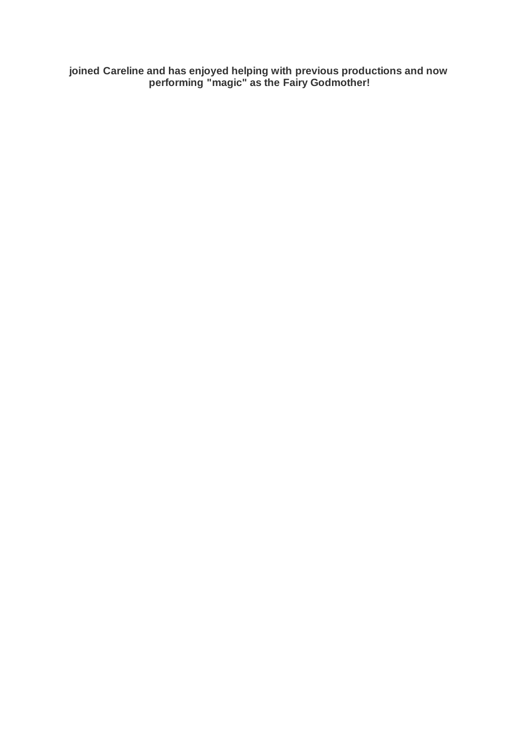**joined Careline and has enjoyed helping with previous productions and now performing "magic" as the Fairy Godmother!**